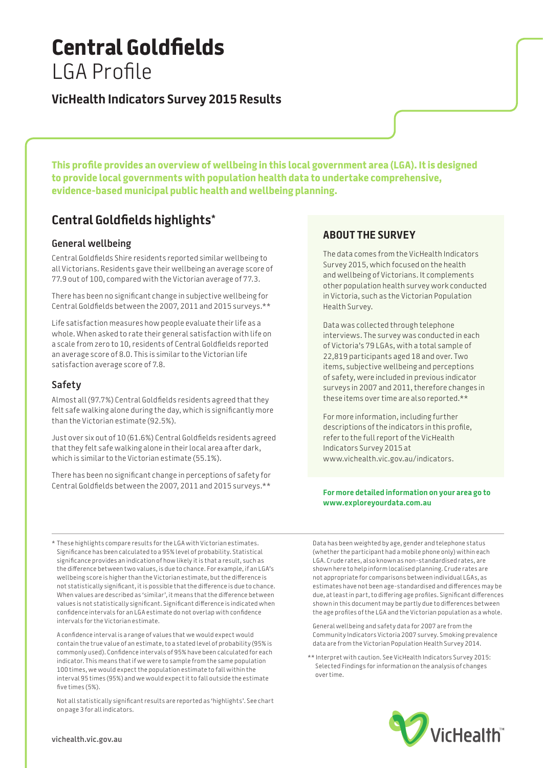# Central Goldfields
LGA Profile

## VicHealth Indicators Survey 2015 Results

**This profile provides an overview of wellbeing in this local government area (LGA). It is designed to provide local governments with population health data to undertake comprehensive, evidence-based municipal public health and wellbeing planning.**

## Central Goldfields highlights*

### General wellbeing

Central Goldfields Shire residents reported similar wellbeing to all Victorians. Residents gave their wellbeing an average score of 77.9 out of 100, compared with the Victorian average of 77.3.

There has been no significant change in subjective wellbeing for Central Goldfields between the 2007, 2011 and 2015 surveys.**

Life satisfaction measures how people evaluate their life as a whole. When asked to rate their general satisfaction with life on a scale from zero to 10, residents of Central Goldfields reported an average score of 8.0. This is similar to the Victorian life satisfaction average score of 7.8.

### Safety

Almost all (97.7%) Central Goldfields residents agreed that they felt safe walking alone during the day, which is significantly more than the Victorian estimate (92.5%).

Just over six out of 10 (61.6%) Central Goldfields residents agreed that they felt safe walking alone in their local area after dark, which is similar to the Victorian estimate (55.1%).

There has been no significant change in perceptions of safety for Central Goldfields between the 2007, 2011 and 2015 surveys.**

## ABOUT THE SURVEY

The data comes from the VicHealth Indicators Survey 2015, which focused on the health and wellbeing of Victorians. It complements other population health survey work conducted in Victoria, such as the Victorian Population Health Survey.

Data was collected through telephone interviews. The survey was conducted in each of Victoria's 79 LGAs, with a total sample of 22,819 participants aged 18 and over. Two items, subjective wellbeing and perceptions of safety, were included in previous indicator surveys in 2007 and 2011, therefore changes in these items over time are also reported.**

For more information, including further descriptions of the indicators in this profile, refer to the full report of the VicHealth Indicators Survey 2015 at www.vichealth.vic.gov.au/indicators.

**For more detailed information on your area go to www.exploreyourdata.com.au**

---

* These highlights compare results for the LGA with Victorian estimates. Significance has been calculated to a 95% level of probability. Statistical significance provides an indication of how likely it is that a result, such as the difference between two values, is due to chance. For example, if an LGA's wellbeing score is higher than the Victorian estimate, but the difference is not statistically significant, it is possible that the difference is due to chance. When values are described as 'similar', it means that the difference between values is not statistically significant. Significant difference is indicated when confidence intervals for an LGA estimate do not overlap with confidence intervals for the Victorian estimate.

A confidence interval is a range of values that we would expect would contain the true value of an estimate, to a stated level of probability (95% is commonly used). Confidence intervals of 95% have been calculated for each indicator. This means that if we were to sample from the same population 100 times, we would expect the population estimate to fall within the interval 95 times (95%) and we would expect it to fall outside the estimate five times (5%).

Not all statistically significant results are reported as 'highlights'. See chart on page 3 for all indicators.

Data has been weighted by age, gender and telephone status (whether the participant had a mobile phone only) within each LGA. Crude rates, also known as non-standardised rates, are shown here to help inform localised planning. Crude rates are not appropriate for comparisons between individual LGAs, as estimates have not been age-standardised and differences may be due, at least in part, to differing age profiles. Significant differences shown in this document may be partly due to differences between the age profiles of the LGA and the Victorian population as a whole.

General wellbeing and safety data for 2007 are from the Community Indicators Victoria 2007 survey. Smoking prevalence data are from the Victorian Population Health Survey 2014.

** Interpret with caution. See VicHealth Indicators Survey 2015: Selected Findings for information on the analysis of changes over time.

vichealth.vic.gov.au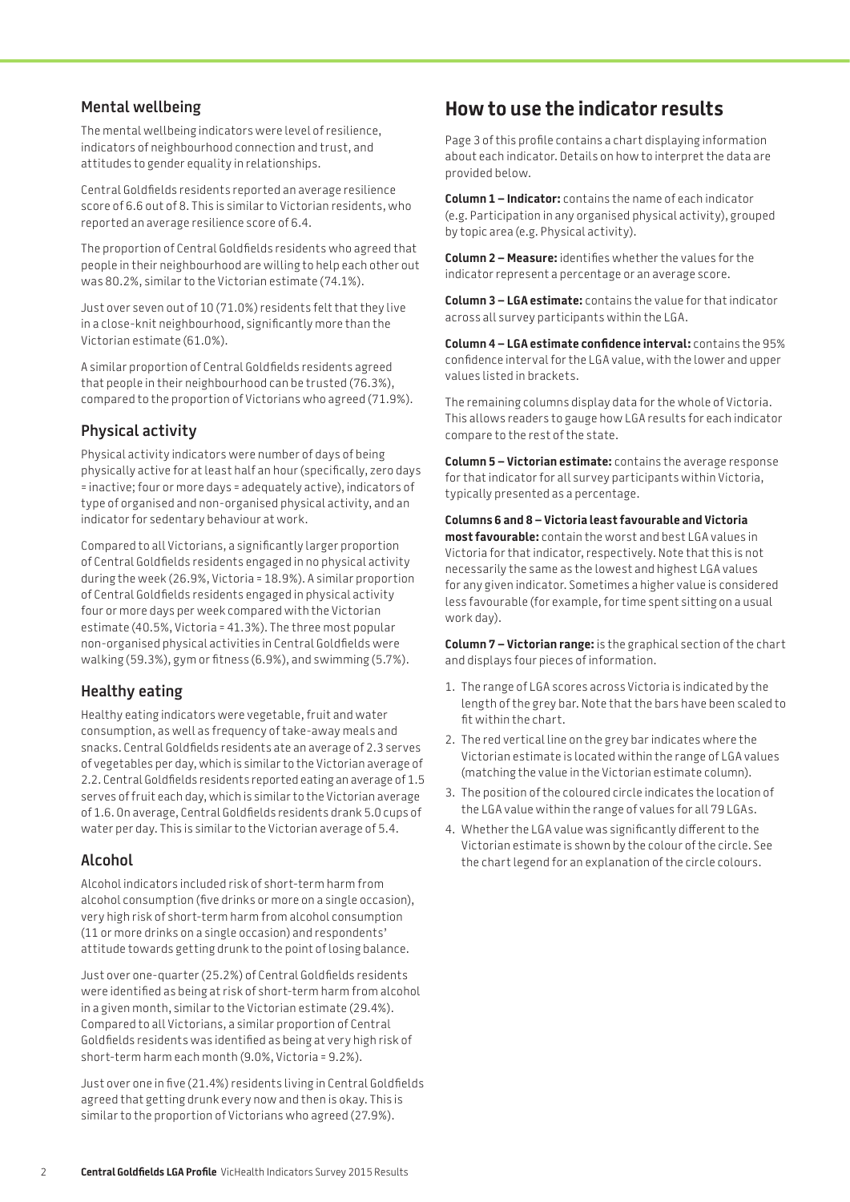## Mental wellbeing

The mental wellbeing indicators were level of resilience, indicators of neighbourhood connection and trust, and attitudes to gender equality in relationships.

Central Goldfields residents reported an average resilience score of 6.6 out of 8. This is similar to Victorian residents, who reported an average resilience score of 6.4.

The proportion of Central Goldfields residents who agreed that people in their neighbourhood are willing to help each other out was 80.2%, similar to the Victorian estimate (74.1%).

Just over seven out of 10 (71.0%) residents felt that they live in a close-knit neighbourhood, significantly more than the Victorian estimate (61.0%).

A similar proportion of Central Goldfields residents agreed that people in their neighbourhood can be trusted (76.3%), compared to the proportion of Victorians who agreed (71.9%).

## Physical activity

Physical activity indicators were number of days of being physically active for at least half an hour (specifically, zero days = inactive; four or more days = adequately active), indicators of type of organised and non-organised physical activity, and an indicator for sedentary behaviour at work.

Compared to all Victorians, a significantly larger proportion of Central Goldfields residents engaged in no physical activity during the week (26.9%, Victoria = 18.9%). A similar proportion of Central Goldfields residents engaged in physical activity four or more days per week compared with the Victorian estimate (40.5%, Victoria = 41.3%). The three most popular non-organised physical activities in Central Goldfields were walking (59.3%), gym or fitness (6.9%), and swimming (5.7%).

## Healthy eating

Healthy eating indicators were vegetable, fruit and water consumption, as well as frequency of take-away meals and snacks. Central Goldfields residents ate an average of 2.3 serves of vegetables per day, which is similar to the Victorian average of 2.2. Central Goldfields residents reported eating an average of 1.5 serves of fruit each day, which is similar to the Victorian average of 1.6. On average, Central Goldfields residents drank 5.0 cups of water per day. This is similar to the Victorian average of 5.4.

## Alcohol

Alcohol indicators included risk of short-term harm from alcohol consumption (five drinks or more on a single occasion), very high risk of short-term harm from alcohol consumption (11 or more drinks on a single occasion) and respondents' attitude towards getting drunk to the point of losing balance.

Just over one-quarter (25.2%) of Central Goldfields residents were identified as being at risk of short-term harm from alcohol in a given month, similar to the Victorian estimate (29.4%). Compared to all Victorians, a similar proportion of Central Goldfields residents was identified as being at very high risk of short-term harm each month (9.0%, Victoria = 9.2%).

Just over one in five (21.4%) residents living in Central Goldfields agreed that getting drunk every now and then is okay. This is similar to the proportion of Victorians who agreed (27.9%).

# How to use the indicator results

Page 3 of this profile contains a chart displaying information about each indicator. Details on how to interpret the data are provided below.

**Column 1 – Indicator:** contains the name of each indicator (e.g. Participation in any organised physical activity), grouped by topic area (e.g. Physical activity).

**Column 2 – Measure:** identifies whether the values for the indicator represent a percentage or an average score.

**Column 3 – LGA estimate:** contains the value for that indicator across all survey participants within the LGA.

**Column 4 – LGA estimate confidence interval:** contains the 95% confidence interval for the LGA value, with the lower and upper values listed in brackets.

The remaining columns display data for the whole of Victoria. This allows readers to gauge how LGA results for each indicator compare to the rest of the state.

**Column 5 – Victorian estimate:** contains the average response for that indicator for all survey participants within Victoria, typically presented as a percentage.

**Columns 6 and 8 – Victoria least favourable and Victoria most favourable:** contain the worst and best LGA values in Victoria for that indicator, respectively. Note that this is not necessarily the same as the lowest and highest LGA values for any given indicator. Sometimes a higher value is considered less favourable (for example, for time spent sitting on a usual work day).

**Column 7 – Victorian range:** is the graphical section of the chart and displays four pieces of information.

1. The range of LGA scores across Victoria is indicated by the length of the grey bar. Note that the bars have been scaled to fit within the chart.
2. The red vertical line on the grey bar indicates where the Victorian estimate is located within the range of LGA values (matching the value in the Victorian estimate column).
3. The position of the coloured circle indicates the location of the LGA value within the range of values for all 79 LGAs.
4. Whether the LGA value was significantly different to the Victorian estimate is shown by the colour of the circle. See the chart legend for an explanation of the circle colours.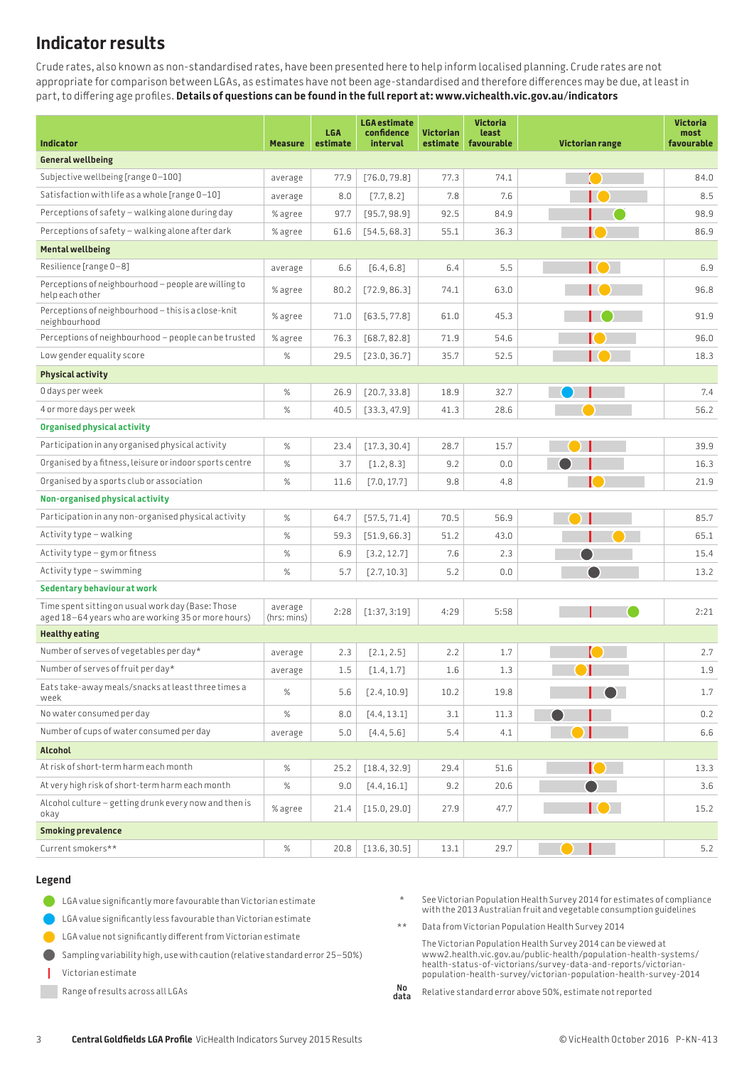# Indicator results

Crude rates, also known as non-standardised rates, have been presented here to help inform localised planning. Crude rates are not appropriate for comparison between LGAs, as estimates have not been age-standardised and therefore differences may be due, at least in part, to differing age profiles. **Details of questions can be found in the full report at: www.vichealth.vic.gov.au/indicators**

| Indicator | Measure | LGA estimate | LGA estimate confidence interval | Victorian estimate | Victoria least favourable | Victorian range | Victoria most favourable |
|---|---|---|---|---|---|---|---|
| **General wellbeing** | | | | | | | |
| Subjective wellbeing [range 0–100] | average | 77.9 | [76.0, 79.8] | 77.3 | 74.1 | | 84.0 |
| Satisfaction with life as a whole [range 0–10] | average | 8.0 | [7.7, 8.2] | 7.8 | 7.6 | | 8.5 |
| Perceptions of safety – walking alone during day | % agree | 97.7 | [95.7, 98.9] | 92.5 | 84.9 | | 98.9 |
| Perceptions of safety – walking alone after dark | % agree | 61.6 | [54.5, 68.3] | 55.1 | 36.3 | | 86.9 |
| **Mental wellbeing** | | | | | | | |
| Resilience [range 0–8] | average | 6.6 | [6.4, 6.8] | 6.4 | 5.5 | | 6.9 |
| Perceptions of neighbourhood – people are willing to help each other | % agree | 80.2 | [72.9, 86.3] | 74.1 | 63.0 | | 96.8 |
| Perceptions of neighbourhood – this is a close-knit neighbourhood | % agree | 71.0 | [63.5, 77.8] | 61.0 | 45.3 | | 91.9 |
| Perceptions of neighbourhood – people can be trusted | % agree | 76.3 | [68.7, 82.8] | 71.9 | 54.6 | | 96.0 |
| Low gender equality score | % | 29.5 | [23.0, 36.7] | 35.7 | 52.5 | | 18.3 |
| **Physical activity** | | | | | | | |
| 0 days per week | % | 26.9 | [20.7, 33.8] | 18.9 | 32.7 | | 7.4 |
| 4 or more days per week | % | 40.5 | [33.3, 47.9] | 41.3 | 28.6 | | 56.2 |
| **Organised physical activity** | | | | | | | |
| Participation in any organised physical activity | % | 23.4 | [17.3, 30.4] | 28.7 | 15.7 | | 39.9 |
| Organised by a fitness, leisure or indoor sports centre | % | 3.7 | [1.2, 8.3] | 9.2 | 0.0 | | 16.3 |
| Organised by a sports club or association | % | 11.6 | [7.0, 17.7] | 9.8 | 4.8 | | 21.9 |
| **Non-organised physical activity** | | | | | | | |
| Participation in any non-organised physical activity | % | 64.7 | [57.5, 71.4] | 70.5 | 56.9 | | 85.7 |
| Activity type – walking | % | 59.3 | [51.9, 66.3] | 51.2 | 43.0 | | 65.1 |
| Activity type – gym or fitness | % | 6.9 | [3.2, 12.7] | 7.6 | 2.3 | | 15.4 |
| Activity type – swimming | % | 5.7 | [2.7, 10.3] | 5.2 | 0.0 | | 13.2 |
| **Sedentary behaviour at work** | | | | | | | |
| Time spent sitting on usual work day (Base: Those aged 18–64 years who are working 35 or more hours) | average (hrs: mins) | 2:28 | [1:37, 3:19] | 4:29 | 5:58 | | 2:21 |
| **Healthy eating** | | | | | | | |
| Number of serves of vegetables per day* | average | 2.3 | [2.1, 2.5] | 2.2 | 1.7 | | 2.7 |
| Number of serves of fruit per day* | average | 1.5 | [1.4, 1.7] | 1.6 | 1.3 | | 1.9 |
| Eats take-away meals/snacks at least three times a week | % | 5.6 | [2.4, 10.9] | 10.2 | 19.8 | | 1.7 |
| No water consumed per day | % | 8.0 | [4.4, 13.1] | 3.1 | 11.3 | | 0.2 |
| Number of cups of water consumed per day | average | 5.0 | [4.4, 5.6] | 5.4 | 4.1 | | 6.6 |
| **Alcohol** | | | | | | | |
| At risk of short-term harm each month | % | 25.2 | [18.4, 32.9] | 29.4 | 51.6 | | 13.3 |
| At very high risk of short-term harm each month | % | 9.0 | [4.4, 16.1] | 9.2 | 20.6 | | 3.6 |
| Alcohol culture – getting drunk every now and then is okay | % agree | 21.4 | [15.0, 29.0] | 27.9 | 47.7 | | 15.2 |
| **Smoking prevalence** | | | | | | | |
| Current smokers** | % | 20.8 | [13.6, 30.5] | 13.1 | 29.7 | | 5.2 |

## Legend

- LGA value significantly more favourable than Victorian estimate
- LGA value significantly less favourable than Victorian estimate
- LGA value not significantly different from Victorian estimate
- Sampling variability high, use with caution (relative standard error 25–50%)
- Victorian estimate
- Range of results across all LGAs

\* See Victorian Population Health Survey 2014 for estimates of compliance with the 2013 Australian fruit and vegetable consumption guidelines

\*\* Data from Victorian Population Health Survey 2014

The Victorian Population Health Survey 2014 can be viewed at www2.health.vic.gov.au/public-health/population-health-systems/health-status-of-victorians/survey-data-and-reports/victorian-population-health-survey/victorian-population-health-survey-2014

No data — Relative standard error above 50%, estimate not reported

**Central Goldfields LGA Profile** VicHealth Indicators Survey 2015 Results

© VicHealth October 2016 P-KN-413